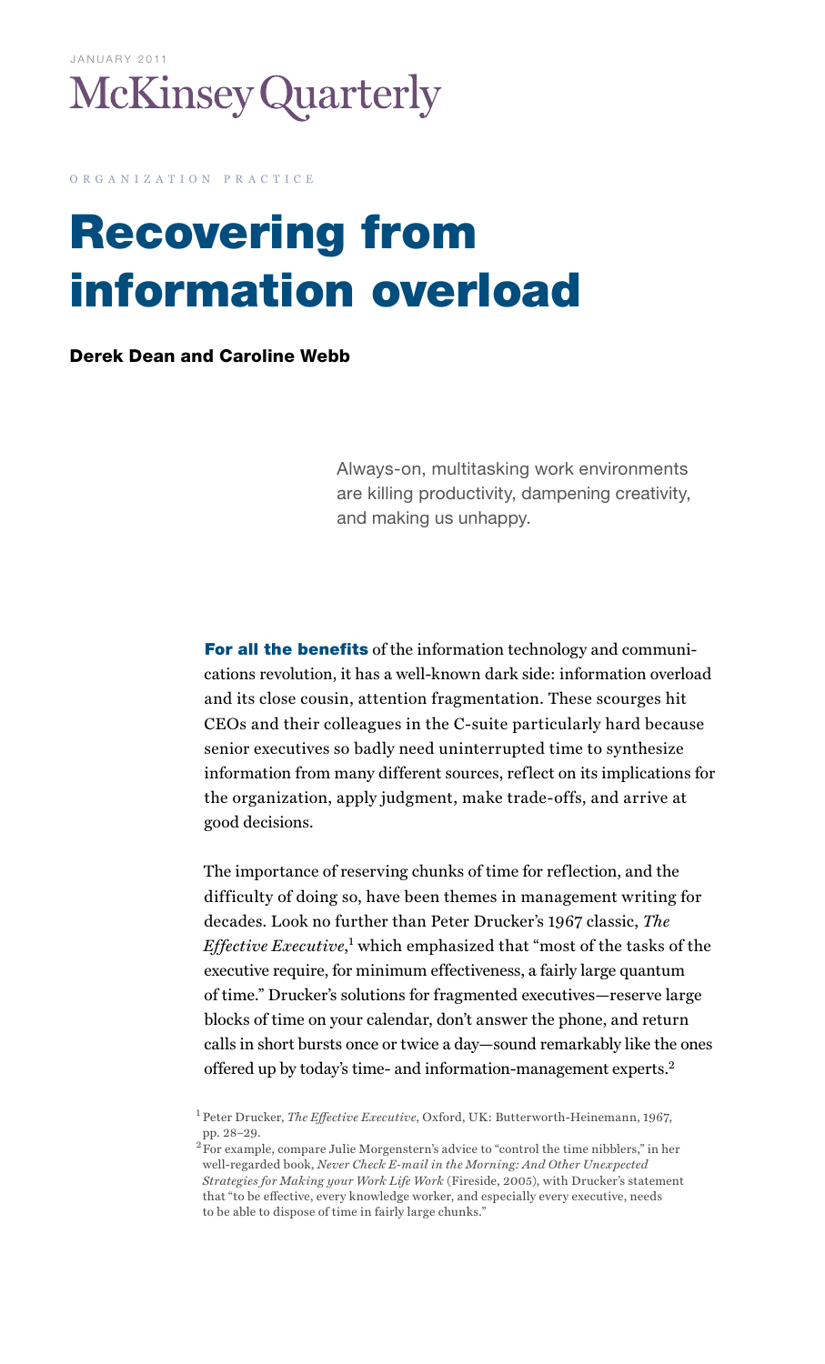JANUARY 2011

McKinsey Quarterly

ORGANIZATION PRACTICE

# Recovering from information overload

**Derek Dean and Caroline Webb**

Always-on, multitasking work environments are killing productivity, dampening creativity, and making us unhappy.

**For all the benefits** of the information technology and communications revolution, it has a well-known dark side: information overload and its close cousin, attention fragmentation. These scourges hit CEOs and their colleagues in the C-suite particularly hard because senior executives so badly need uninterrupted time to synthesize information from many different sources, reflect on its implications for the organization, apply judgment, make trade-offs, and arrive at good decisions.

The importance of reserving chunks of time for reflection, and the difficulty of doing so, have been themes in management writing for decades. Look no further than Peter Drucker's 1967 classic, *The Effective Executive*,[1] which emphasized that "most of the tasks of the executive require, for minimum effectiveness, a fairly large quantum of time." Drucker's solutions for fragmented executives—reserve large blocks of time on your calendar, don't answer the phone, and return calls in short bursts once or twice a day—sound remarkably like the ones offered up by today's time- and information-management experts.[2]

[1] Peter Drucker, *The Effective Executive*, Oxford, UK: Butterworth-Heinemann, 1967, pp. 28–29.

[2] For example, compare Julie Morgenstern's advice to "control the time nibblers," in her well-regarded book, *Never Check E-mail in the Morning: And Other Unexpected Strategies for Making your Work Life Work* (Fireside, 2005), with Drucker's statement that "to be effective, every knowledge worker, and especially every executive, needs to be able to dispose of time in fairly large chunks."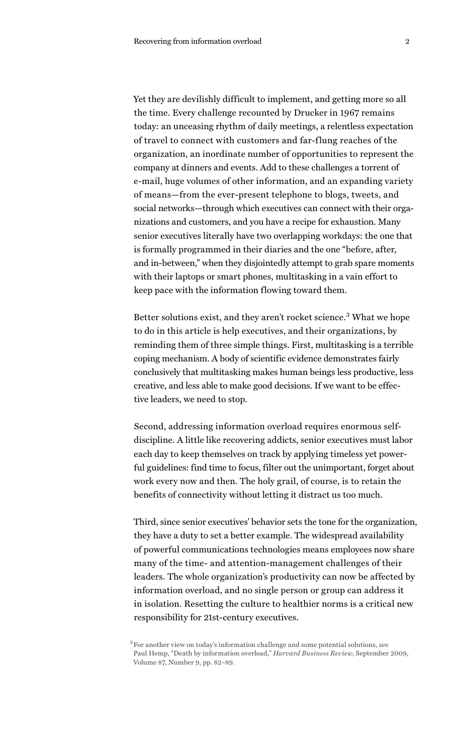Yet they are devilishly difficult to implement, and getting more so all the time. Every challenge recounted by Drucker in 1967 remains today: an unceasing rhythm of daily meetings, a relentless expectation of travel to connect with customers and far-flung reaches of the organization, an inordinate number of opportunities to represent the company at dinners and events. Add to these challenges a torrent of e-mail, huge volumes of other information, and an expanding variety of means—from the ever-present telephone to blogs, tweets, and social networks—through which executives can connect with their organizations and customers, and you have a recipe for exhaustion. Many senior executives literally have two overlapping workdays: the one that is formally programmed in their diaries and the one "before, after, and in-between," when they disjointedly attempt to grab spare moments with their laptops or smart phones, multitasking in a vain effort to keep pace with the information flowing toward them.

Better solutions exist, and they aren't rocket science.[3] What we hope to do in this article is help executives, and their organizations, by reminding them of three simple things. First, multitasking is a terrible coping mechanism. A body of scientific evidence demonstrates fairly conclusively that multitasking makes human beings less productive, less creative, and less able to make good decisions. If we want to be effective leaders, we need to stop.

Second, addressing information overload requires enormous self-discipline. A little like recovering addicts, senior executives must labor each day to keep themselves on track by applying timeless yet powerful guidelines: find time to focus, filter out the unimportant, forget about work every now and then. The holy grail, of course, is to retain the benefits of connectivity without letting it distract us too much.

Third, since senior executives' behavior sets the tone for the organization, they have a duty to set a better example. The widespread availability of powerful communications technologies means employees now share many of the time- and attention-management challenges of their leaders. The whole organization's productivity can now be affected by information overload, and no single person or group can address it in isolation. Resetting the culture to healthier norms is a critical new responsibility for 21st-century executives.

[3] For another view on today's information challenge and some potential solutions, see Paul Hemp, "Death by information overload," *Harvard Business Review*, September 2009, Volume 87, Number 9, pp. 82–89.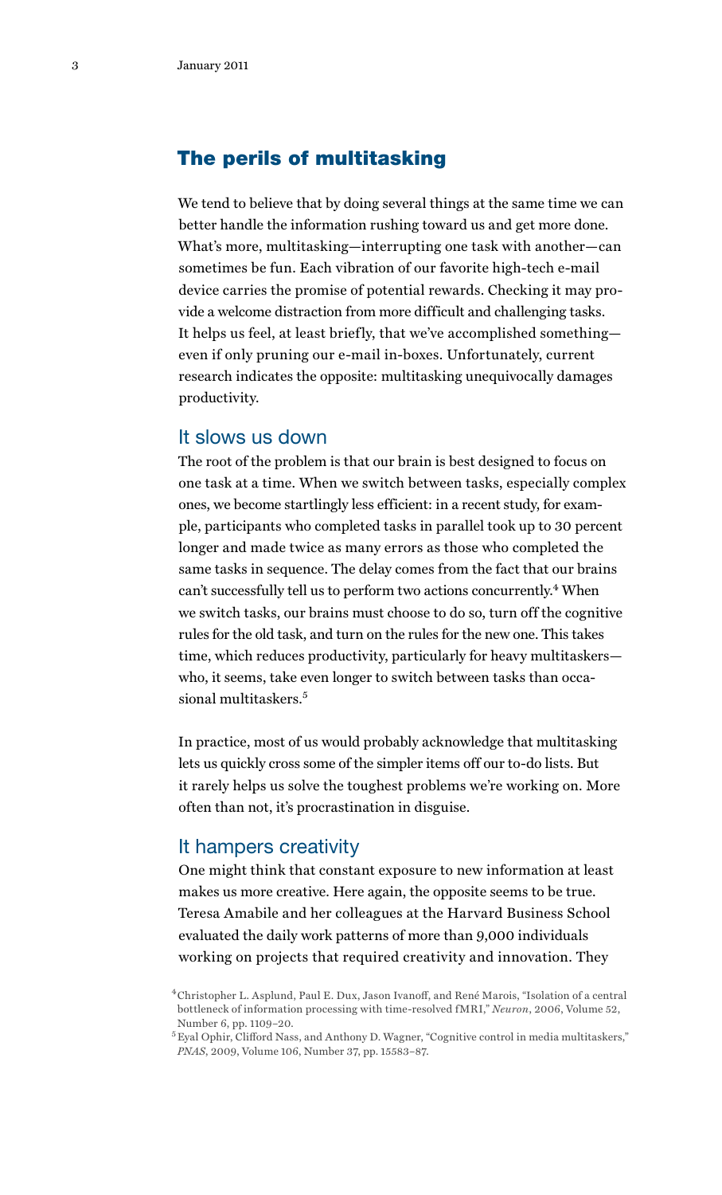## The perils of multitasking

We tend to believe that by doing several things at the same time we can better handle the information rushing toward us and get more done. What's more, multitasking—interrupting one task with another—can sometimes be fun. Each vibration of our favorite high-tech e-mail device carries the promise of potential rewards. Checking it may provide a welcome distraction from more difficult and challenging tasks. It helps us feel, at least briefly, that we've accomplished something—even if only pruning our e-mail in-boxes. Unfortunately, current research indicates the opposite: multitasking unequivocally damages productivity.

### It slows us down

The root of the problem is that our brain is best designed to focus on one task at a time. When we switch between tasks, especially complex ones, we become startlingly less efficient: in a recent study, for example, participants who completed tasks in parallel took up to 30 percent longer and made twice as many errors as those who completed the same tasks in sequence. The delay comes from the fact that our brains can't successfully tell us to perform two actions concurrently.[4] When we switch tasks, our brains must choose to do so, turn off the cognitive rules for the old task, and turn on the rules for the new one. This takes time, which reduces productivity, particularly for heavy multitaskers—who, it seems, take even longer to switch between tasks than occasional multitaskers.[5]

In practice, most of us would probably acknowledge that multitasking lets us quickly cross some of the simpler items off our to-do lists. But it rarely helps us solve the toughest problems we're working on. More often than not, it's procrastination in disguise.

### It hampers creativity

One might think that constant exposure to new information at least makes us more creative. Here again, the opposite seems to be true. Teresa Amabile and her colleagues at the Harvard Business School evaluated the daily work patterns of more than 9,000 individuals working on projects that required creativity and innovation. They

[4] Christopher L. Asplund, Paul E. Dux, Jason Ivanoff, and René Marois, "Isolation of a central bottleneck of information processing with time-resolved fMRI," *Neuron*, 2006, Volume 52, Number 6, pp. 1109–20.

[5] Eyal Ophir, Clifford Nass, and Anthony D. Wagner, "Cognitive control in media multitaskers," *PNAS*, 2009, Volume 106, Number 37, pp. 15583–87.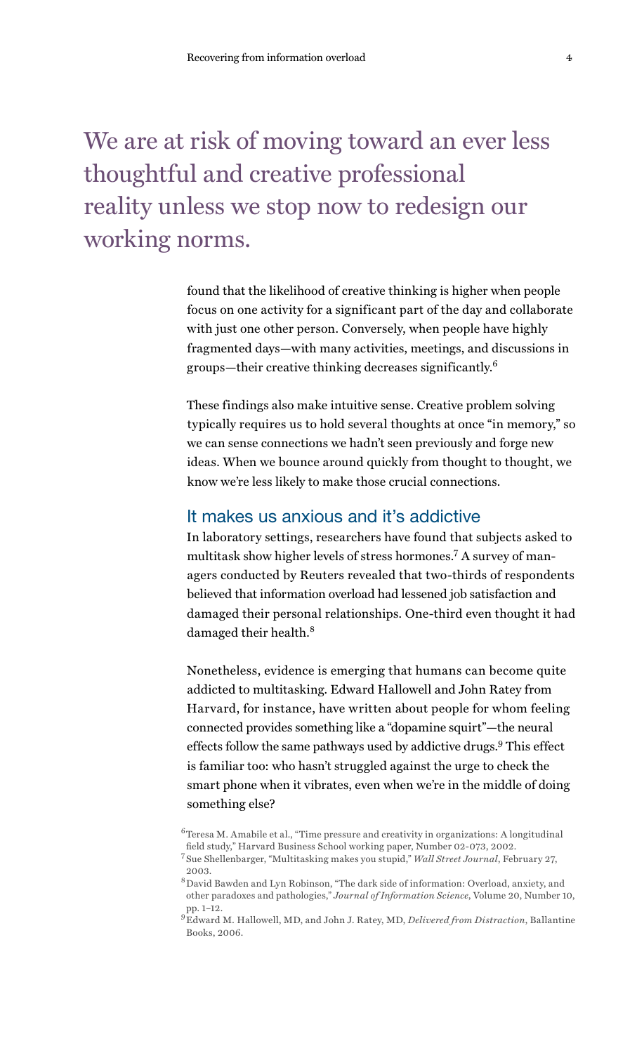> We are at risk of moving toward an ever less thoughtful and creative professional reality unless we stop now to redesign our working norms.

found that the likelihood of creative thinking is higher when people focus on one activity for a significant part of the day and collaborate with just one other person. Conversely, when people have highly fragmented days—with many activities, meetings, and discussions in groups—their creative thinking decreases significantly.[6]

These findings also make intuitive sense. Creative problem solving typically requires us to hold several thoughts at once "in memory," so we can sense connections we hadn't seen previously and forge new ideas. When we bounce around quickly from thought to thought, we know we're less likely to make those crucial connections.

## It makes us anxious and it's addictive

In laboratory settings, researchers have found that subjects asked to multitask show higher levels of stress hormones.[7] A survey of managers conducted by Reuters revealed that two-thirds of respondents believed that information overload had lessened job satisfaction and damaged their personal relationships. One-third even thought it had damaged their health.[8]

Nonetheless, evidence is emerging that humans can become quite addicted to multitasking. Edward Hallowell and John Ratey from Harvard, for instance, have written about people for whom feeling connected provides something like a "dopamine squirt"—the neural effects follow the same pathways used by addictive drugs.[9] This effect is familiar too: who hasn't struggled against the urge to check the smart phone when it vibrates, even when we're in the middle of doing something else?

[6] Teresa M. Amabile et al., "Time pressure and creativity in organizations: A longitudinal field study," Harvard Business School working paper, Number 02-073, 2002.

[7] Sue Shellenbarger, "Multitasking makes you stupid," *Wall Street Journal*, February 27, 2003.

[8] David Bawden and Lyn Robinson, "The dark side of information: Overload, anxiety, and other paradoxes and pathologies," *Journal of Information Science*, Volume 20, Number 10, pp. 1–12.

[9] Edward M. Hallowell, MD, and John J. Ratey, MD, *Delivered from Distraction*, Ballantine Books, 2006.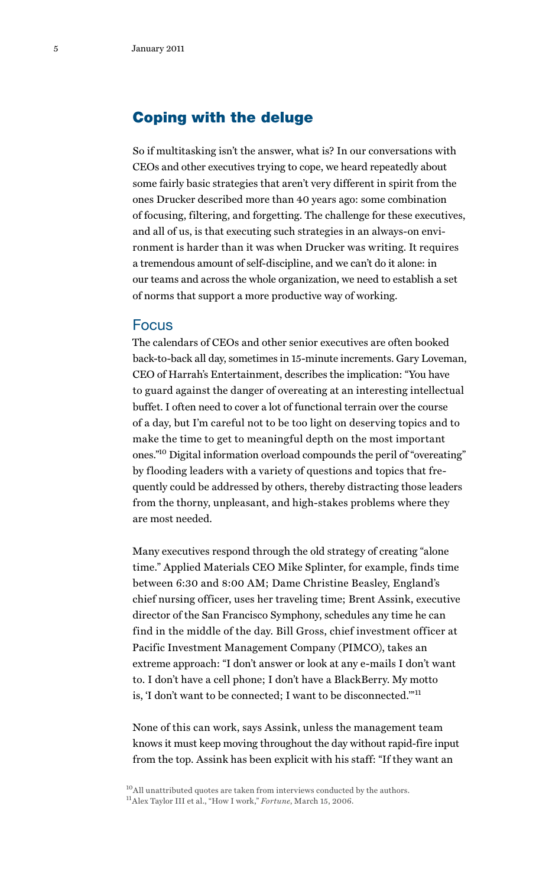## Coping with the deluge

So if multitasking isn't the answer, what is? In our conversations with CEOs and other executives trying to cope, we heard repeatedly about some fairly basic strategies that aren't very different in spirit from the ones Drucker described more than 40 years ago: some combination of focusing, filtering, and forgetting. The challenge for these executives, and all of us, is that executing such strategies in an always-on environment is harder than it was when Drucker was writing. It requires a tremendous amount of self-discipline, and we can't do it alone: in our teams and across the whole organization, we need to establish a set of norms that support a more productive way of working.

### Focus

The calendars of CEOs and other senior executives are often booked back-to-back all day, sometimes in 15-minute increments. Gary Loveman, CEO of Harrah's Entertainment, describes the implication: "You have to guard against the danger of overeating at an interesting intellectual buffet. I often need to cover a lot of functional terrain over the course of a day, but I'm careful not to be too light on deserving topics and to make the time to get to meaningful depth on the most important ones."[10] Digital information overload compounds the peril of "overeating" by flooding leaders with a variety of questions and topics that frequently could be addressed by others, thereby distracting those leaders from the thorny, unpleasant, and high-stakes problems where they are most needed.

Many executives respond through the old strategy of creating "alone time." Applied Materials CEO Mike Splinter, for example, finds time between 6:30 and 8:00 AM; Dame Christine Beasley, England's chief nursing officer, uses her traveling time; Brent Assink, executive director of the San Francisco Symphony, schedules any time he can find in the middle of the day. Bill Gross, chief investment officer at Pacific Investment Management Company (PIMCO), takes an extreme approach: "I don't answer or look at any e-mails I don't want to. I don't have a cell phone; I don't have a BlackBerry. My motto is, 'I don't want to be connected; I want to be disconnected.'"[11]

None of this can work, says Assink, unless the management team knows it must keep moving throughout the day without rapid-fire input from the top. Assink has been explicit with his staff: "If they want an

[10] All unattributed quotes are taken from interviews conducted by the authors.
[11] Alex Taylor III et al., "How I work," *Fortune*, March 15, 2006.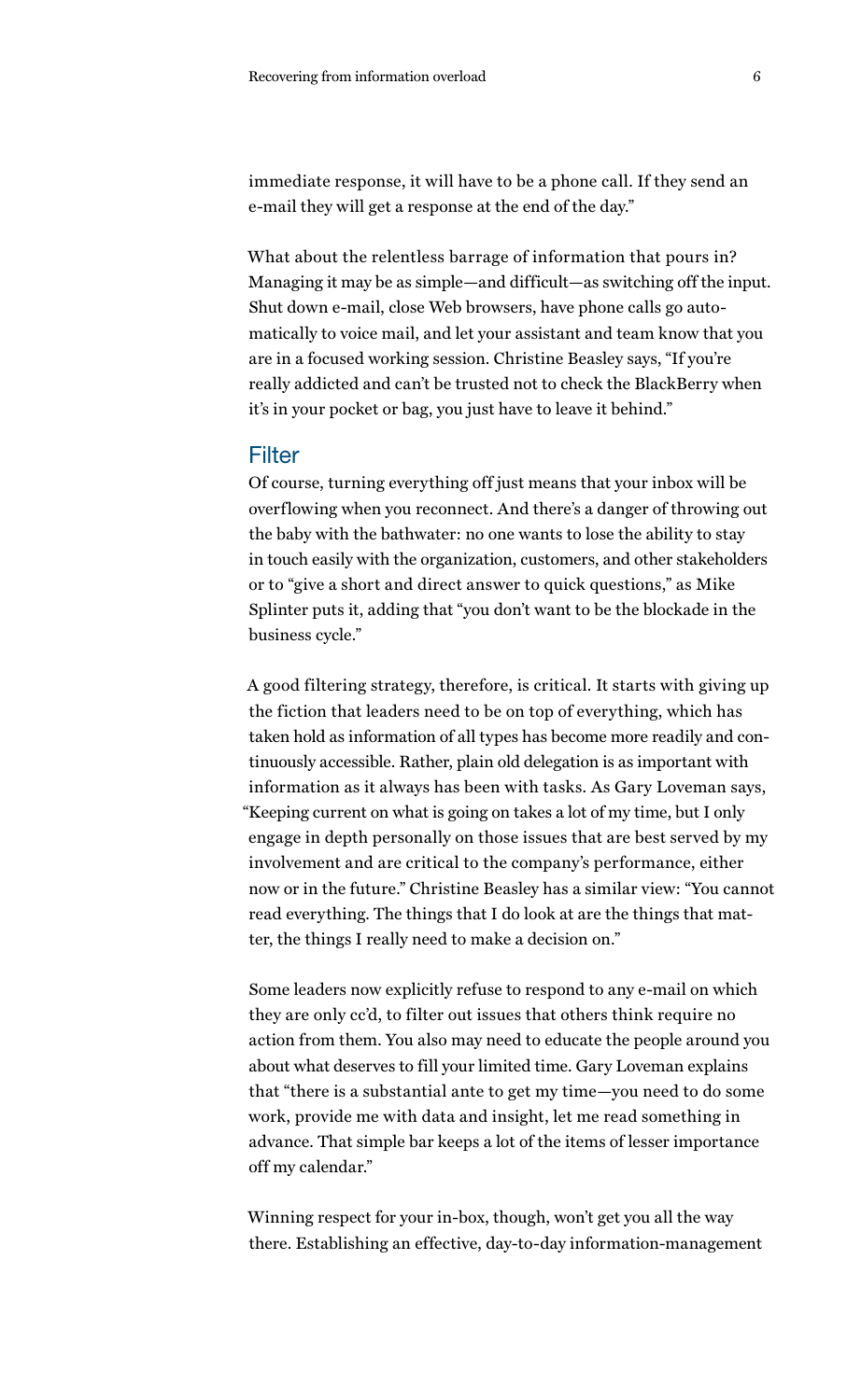immediate response, it will have to be a phone call. If they send an e-mail they will get a response at the end of the day."

What about the relentless barrage of information that pours in? Managing it may be as simple—and difficult—as switching off the input. Shut down e-mail, close Web browsers, have phone calls go automatically to voice mail, and let your assistant and team know that you are in a focused working session. Christine Beasley says, "If you're really addicted and can't be trusted not to check the BlackBerry when it's in your pocket or bag, you just have to leave it behind."

## Filter

Of course, turning everything off just means that your inbox will be overflowing when you reconnect. And there's a danger of throwing out the baby with the bathwater: no one wants to lose the ability to stay in touch easily with the organization, customers, and other stakeholders or to "give a short and direct answer to quick questions," as Mike Splinter puts it, adding that "you don't want to be the blockade in the business cycle."

A good filtering strategy, therefore, is critical. It starts with giving up the fiction that leaders need to be on top of everything, which has taken hold as information of all types has become more readily and continuously accessible. Rather, plain old delegation is as important with information as it always has been with tasks. As Gary Loveman says, "Keeping current on what is going on takes a lot of my time, but I only engage in depth personally on those issues that are best served by my involvement and are critical to the company's performance, either now or in the future." Christine Beasley has a similar view: "You cannot read everything. The things that I do look at are the things that matter, the things I really need to make a decision on."

Some leaders now explicitly refuse to respond to any e-mail on which they are only cc'd, to filter out issues that others think require no action from them. You also may need to educate the people around you about what deserves to fill your limited time. Gary Loveman explains that "there is a substantial ante to get my time—you need to do some work, provide me with data and insight, let me read something in advance. That simple bar keeps a lot of the items of lesser importance off my calendar."

Winning respect for your in-box, though, won't get you all the way there. Establishing an effective, day-to-day information-management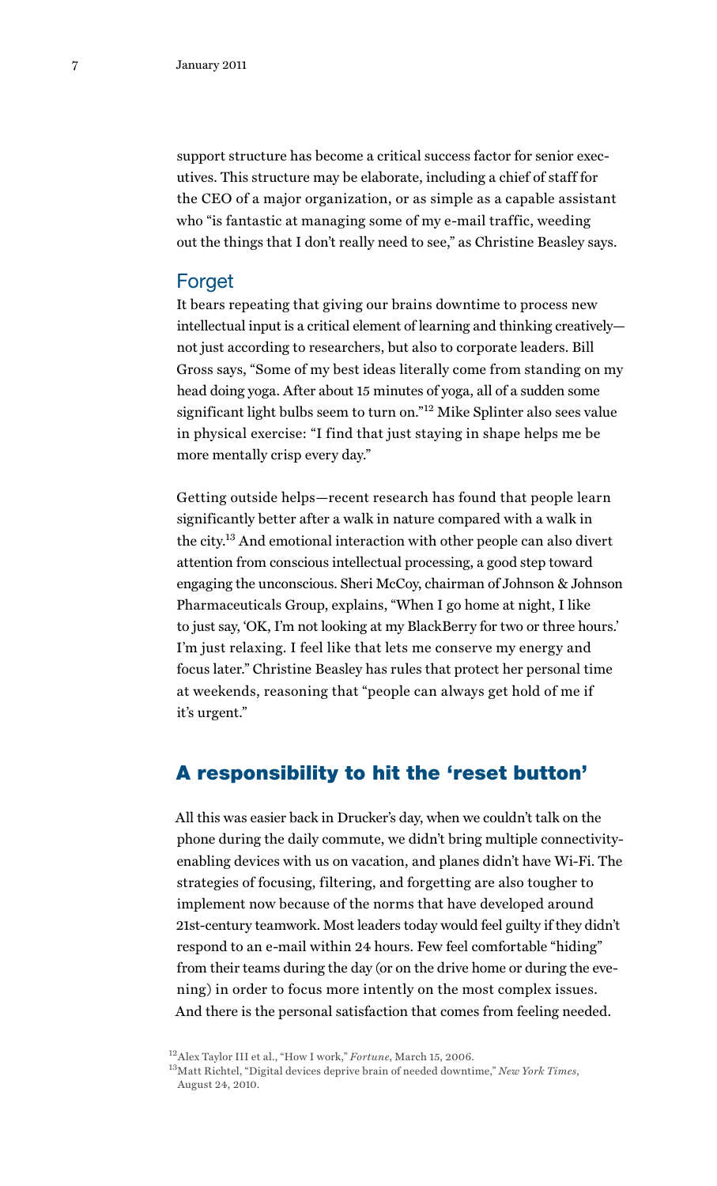support structure has become a critical success factor for senior executives. This structure may be elaborate, including a chief of staff for the CEO of a major organization, or as simple as a capable assistant who "is fantastic at managing some of my e-mail traffic, weeding out the things that I don't really need to see," as Christine Beasley says.

### Forget

It bears repeating that giving our brains downtime to process new intellectual input is a critical element of learning and thinking creatively—not just according to researchers, but also to corporate leaders. Bill Gross says, "Some of my best ideas literally come from standing on my head doing yoga. After about 15 minutes of yoga, all of a sudden some significant light bulbs seem to turn on."[12] Mike Splinter also sees value in physical exercise: "I find that just staying in shape helps me be more mentally crisp every day."

Getting outside helps—recent research has found that people learn significantly better after a walk in nature compared with a walk in the city.[13] And emotional interaction with other people can also divert attention from conscious intellectual processing, a good step toward engaging the unconscious. Sheri McCoy, chairman of Johnson & Johnson Pharmaceuticals Group, explains, "When I go home at night, I like to just say, 'OK, I'm not looking at my BlackBerry for two or three hours.' I'm just relaxing. I feel like that lets me conserve my energy and focus later." Christine Beasley has rules that protect her personal time at weekends, reasoning that "people can always get hold of me if it's urgent."

## A responsibility to hit the 'reset button'

All this was easier back in Drucker's day, when we couldn't talk on the phone during the daily commute, we didn't bring multiple connectivity-enabling devices with us on vacation, and planes didn't have Wi-Fi. The strategies of focusing, filtering, and forgetting are also tougher to implement now because of the norms that have developed around 21st-century teamwork. Most leaders today would feel guilty if they didn't respond to an e-mail within 24 hours. Few feel comfortable "hiding" from their teams during the day (or on the drive home or during the evening) in order to focus more intently on the most complex issues. And there is the personal satisfaction that comes from feeling needed.

[12] Alex Taylor III et al., "How I work," *Fortune*, March 15, 2006.

[13] Matt Richtel, "Digital devices deprive brain of needed downtime," *New York Times*, August 24, 2010.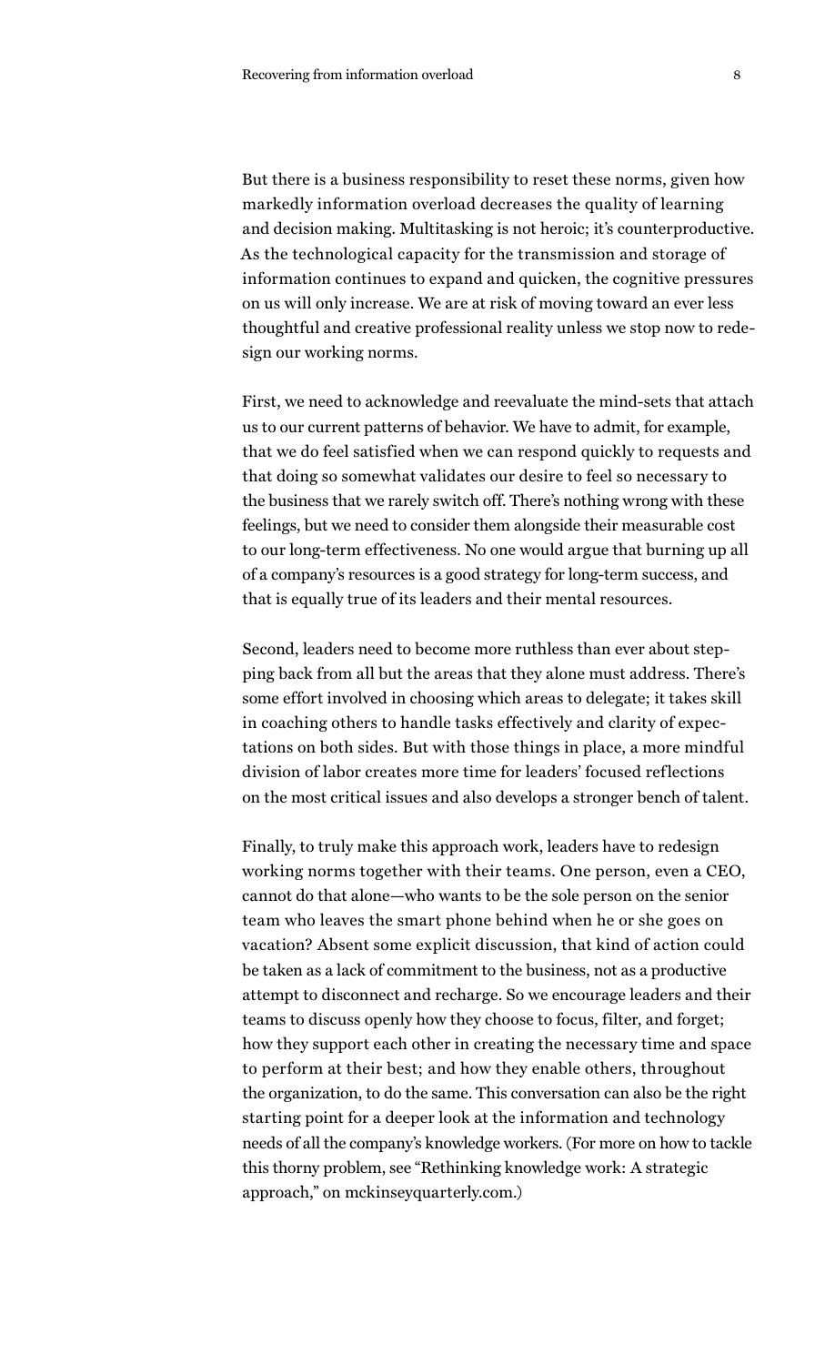But there is a business responsibility to reset these norms, given how markedly information overload decreases the quality of learning and decision making. Multitasking is not heroic; it's counterproductive. As the technological capacity for the transmission and storage of information continues to expand and quicken, the cognitive pressures on us will only increase. We are at risk of moving toward an ever less thoughtful and creative professional reality unless we stop now to redesign our working norms.

First, we need to acknowledge and reevaluate the mind-sets that attach us to our current patterns of behavior. We have to admit, for example, that we do feel satisfied when we can respond quickly to requests and that doing so somewhat validates our desire to feel so necessary to the business that we rarely switch off. There's nothing wrong with these feelings, but we need to consider them alongside their measurable cost to our long-term effectiveness. No one would argue that burning up all of a company's resources is a good strategy for long-term success, and that is equally true of its leaders and their mental resources.

Second, leaders need to become more ruthless than ever about stepping back from all but the areas that they alone must address. There's some effort involved in choosing which areas to delegate; it takes skill in coaching others to handle tasks effectively and clarity of expectations on both sides. But with those things in place, a more mindful division of labor creates more time for leaders' focused reflections on the most critical issues and also develops a stronger bench of talent.

Finally, to truly make this approach work, leaders have to redesign working norms together with their teams. One person, even a CEO, cannot do that alone—who wants to be the sole person on the senior team who leaves the smart phone behind when he or she goes on vacation? Absent some explicit discussion, that kind of action could be taken as a lack of commitment to the business, not as a productive attempt to disconnect and recharge. So we encourage leaders and their teams to discuss openly how they choose to focus, filter, and forget; how they support each other in creating the necessary time and space to perform at their best; and how they enable others, throughout the organization, to do the same. This conversation can also be the right starting point for a deeper look at the information and technology needs of all the company's knowledge workers. (For more on how to tackle this thorny problem, see "Rethinking knowledge work: A strategic approach," on mckinseyquarterly.com.)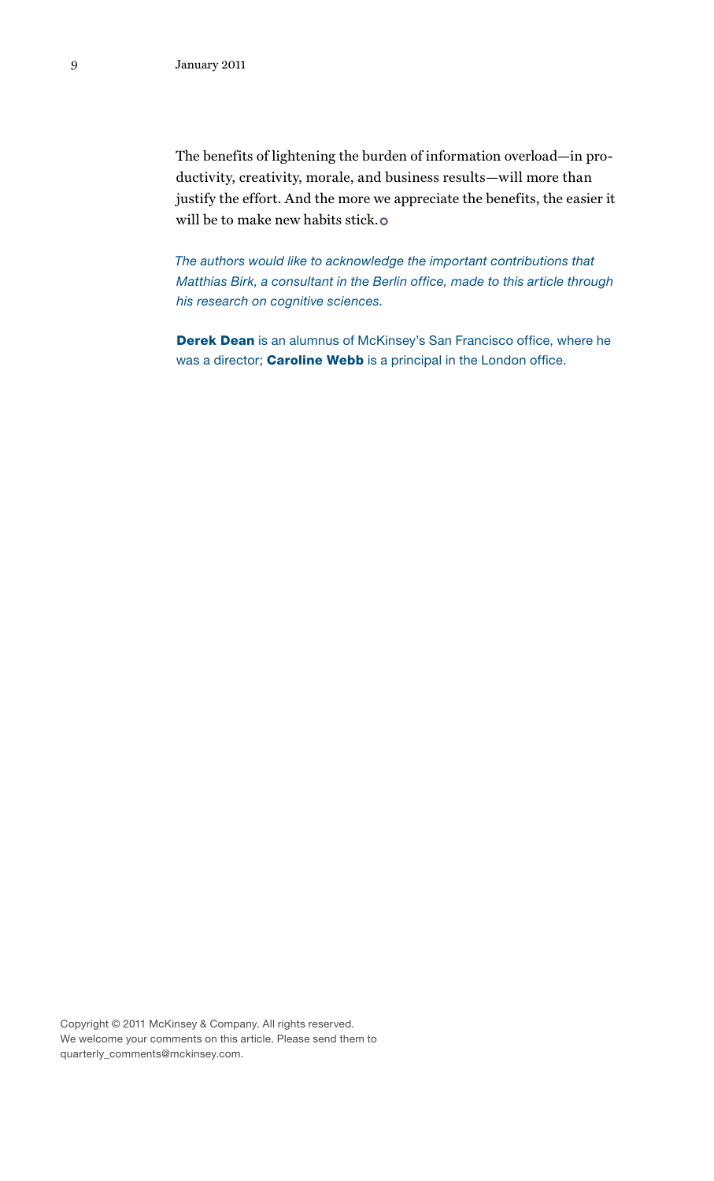The benefits of lightening the burden of information overload—in productivity, creativity, morale, and business results—will more than justify the effort. And the more we appreciate the benefits, the easier it will be to make new habits stick.

*The authors would like to acknowledge the important contributions that Matthias Birk, a consultant in the Berlin office, made to this article through his research on cognitive sciences.*

**Derek Dean** is an alumnus of McKinsey's San Francisco office, where he was a director; **Caroline Webb** is a principal in the London office.

Copyright © 2011 McKinsey & Company. All rights reserved.
We welcome your comments on this article. Please send them to quarterly_comments@mckinsey.com.